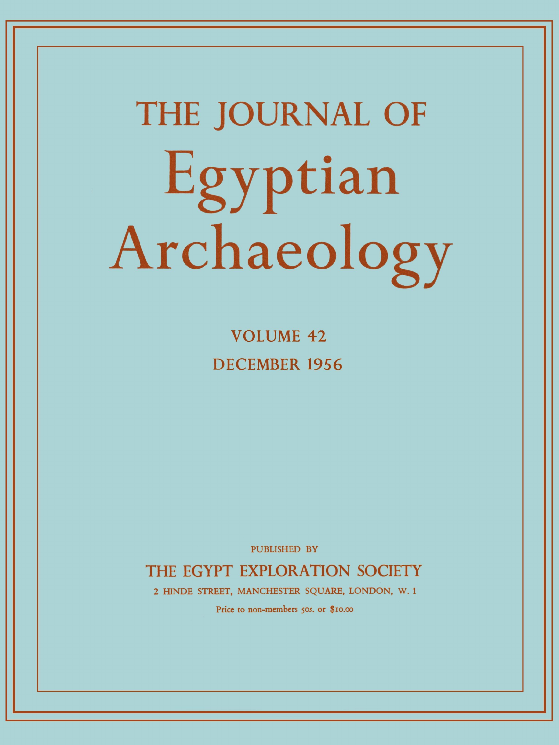# THE JOURNAL OF Egyptian Archaeology

VOLUME 42

DECEMBER 1956

PUBLISHED BY

THE EGYPT EXPLORATION SOCIETY

2 HINDE STREET, MANCHESTER SQUARE, LONDON, W. 1

Price to non-members 50s. or $10.00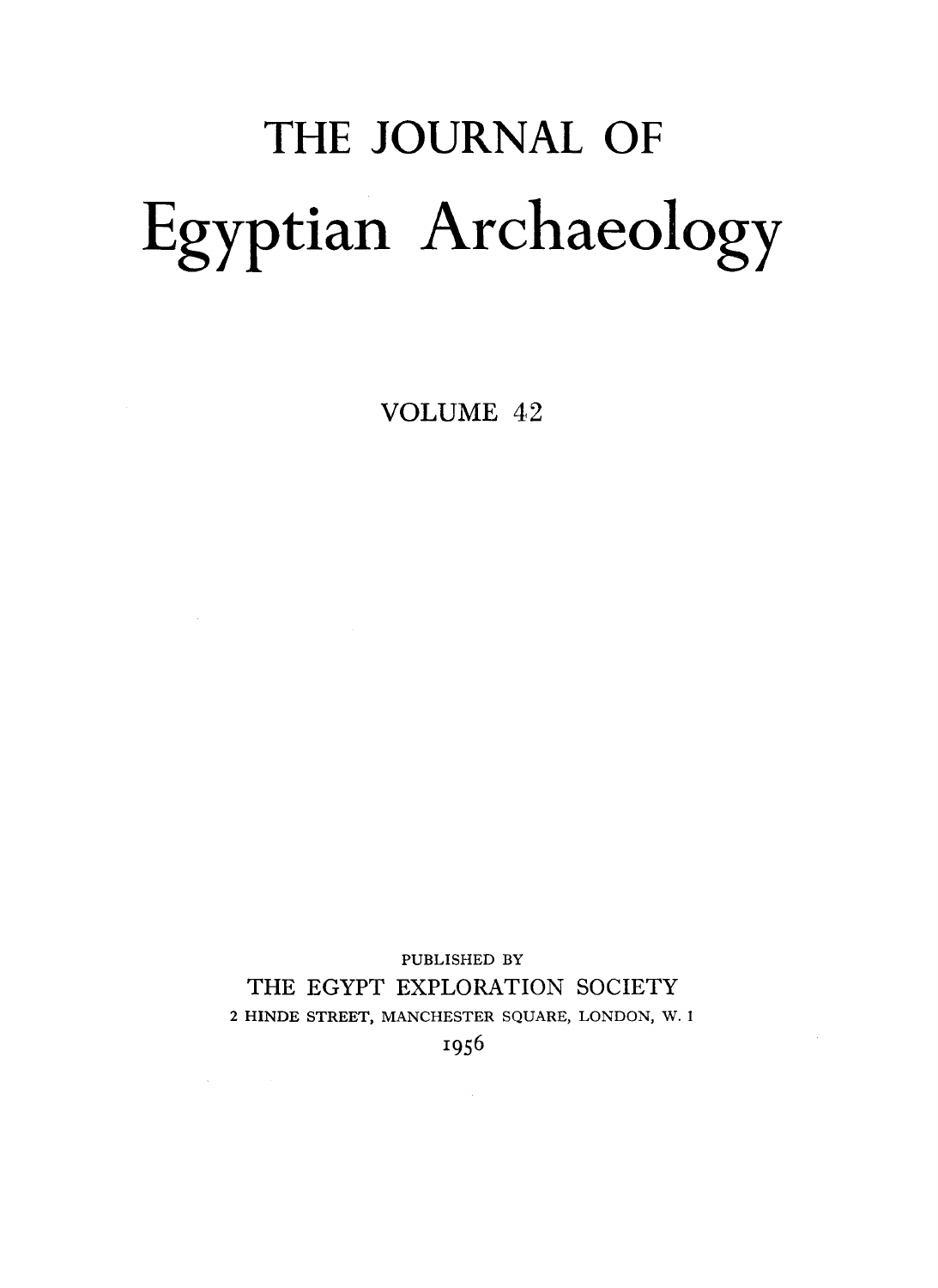# THE JOURNAL OF

# Egyptian Archaeology

VOLUME 42

PUBLISHED BY

THE EGYPT EXPLORATION SOCIETY

2 HINDE STREET, MANCHESTER SQUARE, LONDON, W. 1

1956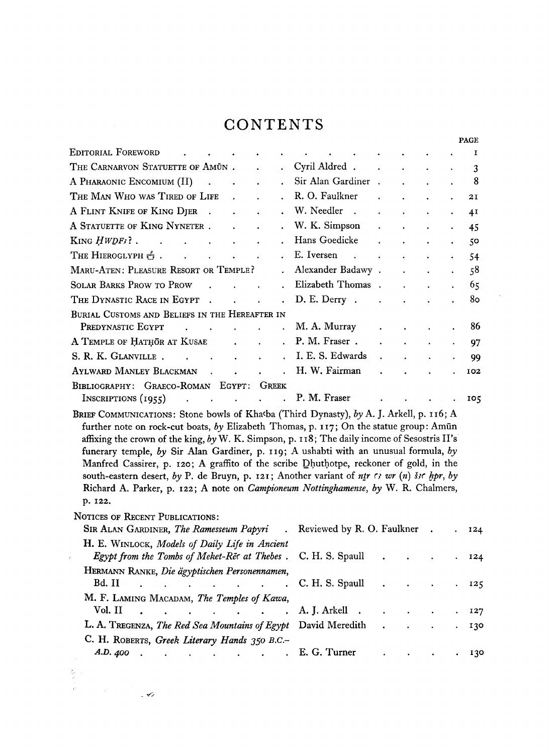# CONTENTS

| | | PAGE |
|---|---|---|
| EDITORIAL FOREWORD | | 1 |
| THE CARNARVON STATUETTE OF AMŪN | Cyril Aldred | 3 |
| A PHARAONIC ENCOMIUM (II) | Sir Alan Gardiner | 8 |
| THE MAN WHO WAS TIRED OF LIFE | R. O. Faulkner | 21 |
| A FLINT KNIFE OF KING DJER | W. Needler | 41 |
| A STATUETTE OF KING NYNETER | W. K. Simpson | 45 |
| KING ḤWDFꜣ? | Hans Goedicke | 50 |
| THE HIEROGLYPH 𓎛 | E. Iversen | 54 |
| MARU-ATEN: PLEASURE RESORT OR TEMPLE? | Alexander Badawy | 58 |
| SOLAR BARKS PROW TO PROW | Elizabeth Thomas | 65 |
| THE DYNASTIC RACE IN EGYPT | D. E. Derry | 80 |
| BURIAL CUSTOMS AND BELIEFS IN THE HEREAFTER IN PREDYNASTIC EGYPT | M. A. Murray | 86 |
| A TEMPLE OF ḤATḤŌR AT KUSAE | P. M. Fraser | 97 |
| S. R. K. GLANVILLE | I. E. S. Edwards | 99 |
| AYLWARD MANLEY BLACKMAN | H. W. Fairman | 102 |
| BIBLIOGRAPHY: GRAECO-ROMAN EGYPT: GREEK INSCRIPTIONS (1955) | P. M. Fraser | 105 |

BRIEF COMMUNICATIONS: Stone bowls of Khaꜥba (Third Dynasty), *by* A. J. Arkell, p. 116; A further note on rock-cut boats, *by* Elizabeth Thomas, p. 117; On the statue group: Amūn affixing the crown of the king, *by* W. K. Simpson, p. 118; The daily income of Sesostris II's funerary temple, *by* Sir Alan Gardiner, p. 119; A ushabti with an unusual formula, *by* Manfred Cassirer, p. 120; A graffito of the scribe Ḏḥuthotpe, reckoner of gold, in the south-eastern desert, *by* P. de Bruyn, p. 121; Another variant of *nṯr ꜥꜣ wr (n) šꜣꜥ ḫpr*, *by* Richard A. Parker, p. 122; A note on *Campioneum Nottinghamense*, *by* W. R. Chalmers, p. 122.

NOTICES OF RECENT PUBLICATIONS:

| | | |
|---|---|---|
| SIR ALAN GARDINER, *The Ramesseum Papyri* | Reviewed by R. O. Faulkner | 124 |
| H. E. WINLOCK, *Models of Daily Life in Ancient Egypt from the Tombs of Meket-Rēꜥ at Thebes* | C. H. S. Spaull | 124 |
| HERMANN RANKE, *Die ägyptischen Personennamen*, Bd. II | C. H. S. Spaull | 125 |
| M. F. LAMING MACADAM, *The Temples of Kawa*, Vol. II | A. J. Arkell | 127 |
| L. A. TREGENZA, *The Red Sea Mountains of Egypt* | David Meredith | 130 |
| C. H. ROBERTS, *Greek Literary Hands 350 B.C.–A.D. 400* | E. G. Turner | 130 |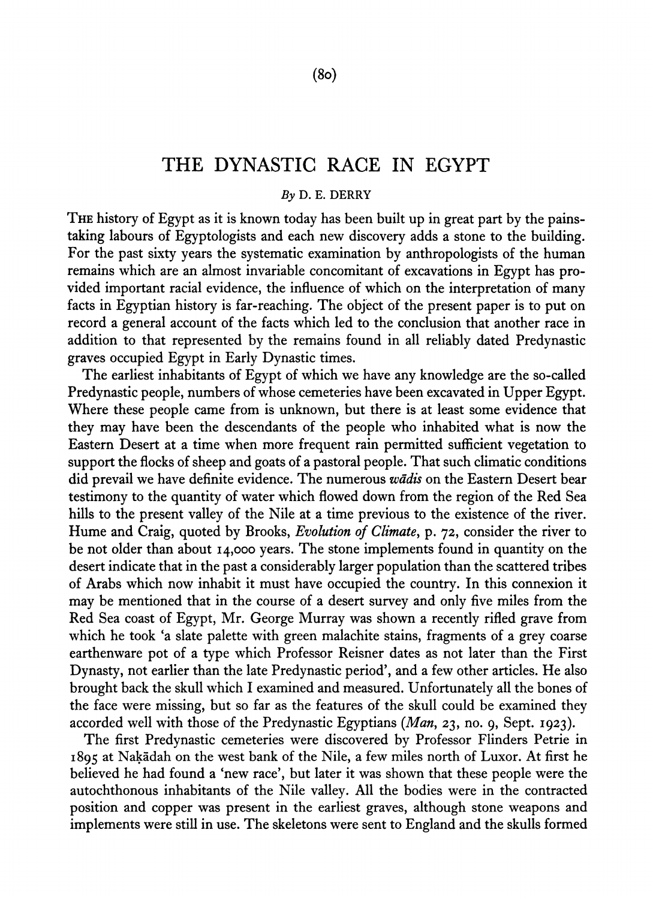# THE DYNASTIC RACE IN EGYPT

*By* D. E. DERRY

THE history of Egypt as it is known today has been built up in great part by the painstaking labours of Egyptologists and each new discovery adds a stone to the building. For the past sixty years the systematic examination by anthropologists of the human remains which are an almost invariable concomitant of excavations in Egypt has provided important racial evidence, the influence of which on the interpretation of many facts in Egyptian history is far-reaching. The object of the present paper is to put on record a general account of the facts which led to the conclusion that another race in addition to that represented by the remains found in all reliably dated Predynastic graves occupied Egypt in Early Dynastic times.

The earliest inhabitants of Egypt of which we have any knowledge are the so-called Predynastic people, numbers of whose cemeteries have been excavated in Upper Egypt. Where these people came from is unknown, but there is at least some evidence that they may have been the descendants of the people who inhabited what is now the Eastern Desert at a time when more frequent rain permitted sufficient vegetation to support the flocks of sheep and goats of a pastoral people. That such climatic conditions did prevail we have definite evidence. The numerous *wādis* on the Eastern Desert bear testimony to the quantity of water which flowed down from the region of the Red Sea hills to the present valley of the Nile at a time previous to the existence of the river. Hume and Craig, quoted by Brooks, *Evolution of Climate*, p. 72, consider the river to be not older than about 14,000 years. The stone implements found in quantity on the desert indicate that in the past a considerably larger population than the scattered tribes of Arabs which now inhabit it must have occupied the country. In this connexion it may be mentioned that in the course of a desert survey and only five miles from the Red Sea coast of Egypt, Mr. George Murray was shown a recently rifled grave from which he took 'a slate palette with green malachite stains, fragments of a grey coarse earthenware pot of a type which Professor Reisner dates as not later than the First Dynasty, not earlier than the late Predynastic period', and a few other articles. He also brought back the skull which I examined and measured. Unfortunately all the bones of the face were missing, but so far as the features of the skull could be examined they accorded well with those of the Predynastic Egyptians (*Man*, 23, no. 9, Sept. 1923).

The first Predynastic cemeteries were discovered by Professor Flinders Petrie in 1895 at Naḳādah on the west bank of the Nile, a few miles north of Luxor. At first he believed he had found a 'new race', but later it was shown that these people were the autochthonous inhabitants of the Nile valley. All the bodies were in the contracted position and copper was present in the earliest graves, although stone weapons and implements were still in use. The skeletons were sent to England and the skulls formed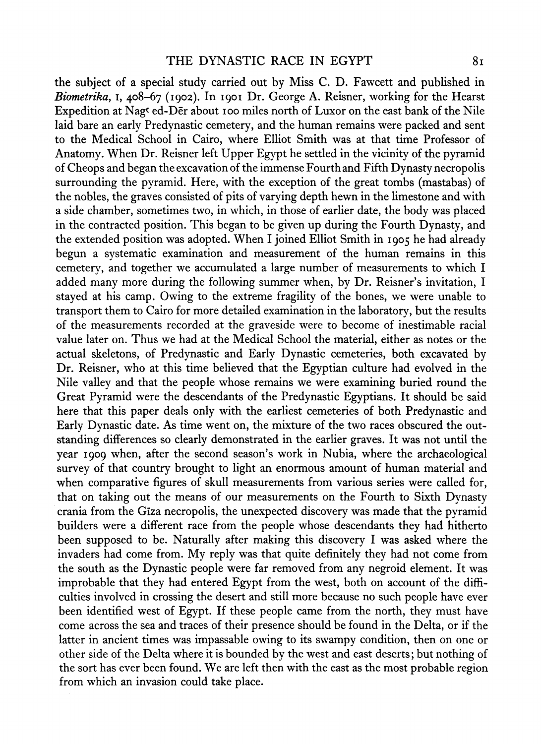the subject of a special study carried out by Miss C. D. Fawcett and published in *Biometrika*, 1, 408–67 (1902). In 1901 Dr. George A. Reisner, working for the Hearst Expedition at Nagʿ ed-Dēr about 100 miles north of Luxor on the east bank of the Nile laid bare an early Predynastic cemetery, and the human remains were packed and sent to the Medical School in Cairo, where Elliot Smith was at that time Professor of Anatomy. When Dr. Reisner left Upper Egypt he settled in the vicinity of the pyramid of Cheops and began the excavation of the immense Fourth and Fifth Dynasty necropolis surrounding the pyramid. Here, with the exception of the great tombs (mastabas) of the nobles, the graves consisted of pits of varying depth hewn in the limestone and with a side chamber, sometimes two, in which, in those of earlier date, the body was placed in the contracted position. This began to be given up during the Fourth Dynasty, and the extended position was adopted. When I joined Elliot Smith in 1905 he had already begun a systematic examination and measurement of the human remains in this cemetery, and together we accumulated a large number of measurements to which I added many more during the following summer when, by Dr. Reisner's invitation, I stayed at his camp. Owing to the extreme fragility of the bones, we were unable to transport them to Cairo for more detailed examination in the laboratory, but the results of the measurements recorded at the graveside were to become of inestimable racial value later on. Thus we had at the Medical School the material, either as notes or the actual skeletons, of Predynastic and Early Dynastic cemeteries, both excavated by Dr. Reisner, who at this time believed that the Egyptian culture had evolved in the Nile valley and that the people whose remains we were examining buried round the Great Pyramid were the descendants of the Predynastic Egyptians. It should be said here that this paper deals only with the earliest cemeteries of both Predynastic and Early Dynastic date. As time went on, the mixture of the two races obscured the outstanding differences so clearly demonstrated in the earlier graves. It was not until the year 1909 when, after the second season's work in Nubia, where the archaeological survey of that country brought to light an enormous amount of human material and when comparative figures of skull measurements from various series were called for, that on taking out the means of our measurements on the Fourth to Sixth Dynasty crania from the Gīza necropolis, the unexpected discovery was made that the pyramid builders were a different race from the people whose descendants they had hitherto been supposed to be. Naturally after making this discovery I was asked where the invaders had come from. My reply was that quite definitely they had not come from the south as the Dynastic people were far removed from any negroid element. It was improbable that they had entered Egypt from the west, both on account of the difficulties involved in crossing the desert and still more because no such people have ever been identified west of Egypt. If these people came from the north, they must have come across the sea and traces of their presence should be found in the Delta, or if the latter in ancient times was impassable owing to its swampy condition, then on one or other side of the Delta where it is bounded by the west and east deserts; but nothing of the sort has ever been found. We are left then with the east as the most probable region from which an invasion could take place.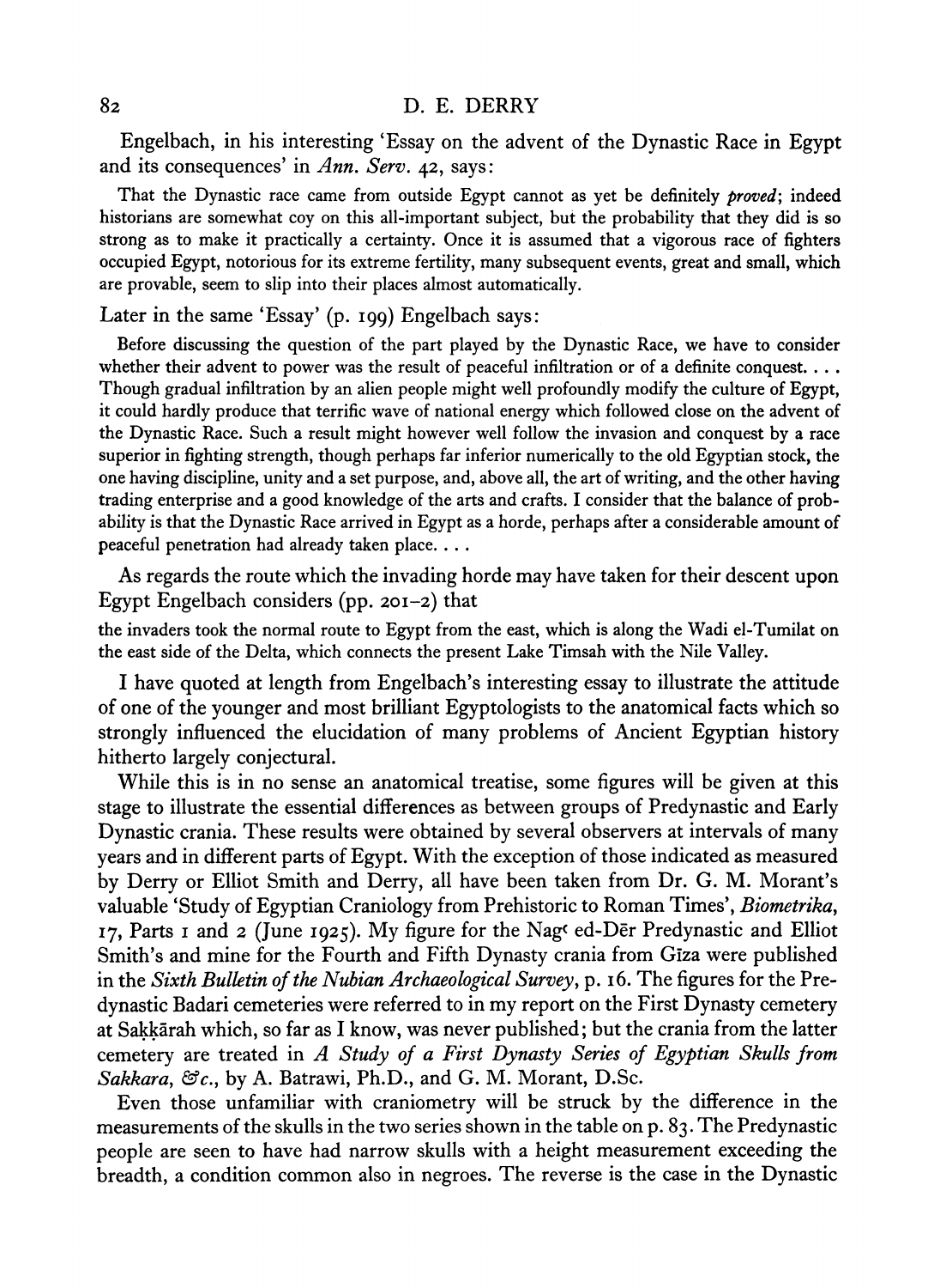Engelbach, in his interesting 'Essay on the advent of the Dynastic Race in Egypt and its consequences' in *Ann. Serv.* 42, says:

> That the Dynastic race came from outside Egypt cannot as yet be definitely *proved*; indeed historians are somewhat coy on this all-important subject, but the probability that they did is so strong as to make it practically a certainty. Once it is assumed that a vigorous race of fighters occupied Egypt, notorious for its extreme fertility, many subsequent events, great and small, which are provable, seem to slip into their places almost automatically.

Later in the same 'Essay' (p. 199) Engelbach says:

> Before discussing the question of the part played by the Dynastic Race, we have to consider whether their advent to power was the result of peaceful infiltration or of a definite conquest. . . . Though gradual infiltration by an alien people might well profoundly modify the culture of Egypt, it could hardly produce that terrific wave of national energy which followed close on the advent of the Dynastic Race. Such a result might however well follow the invasion and conquest by a race superior in fighting strength, though perhaps far inferior numerically to the old Egyptian stock, the one having discipline, unity and a set purpose, and, above all, the art of writing, and the other having trading enterprise and a good knowledge of the arts and crafts. I consider that the balance of probability is that the Dynastic Race arrived in Egypt as a horde, perhaps after a considerable amount of peaceful penetration had already taken place. . . .

As regards the route which the invading horde may have taken for their descent upon Egypt Engelbach considers (pp. 201–2) that

> the invaders took the normal route to Egypt from the east, which is along the Wadi el-Tumilat on the east side of the Delta, which connects the present Lake Timsah with the Nile Valley.

I have quoted at length from Engelbach's interesting essay to illustrate the attitude of one of the younger and most brilliant Egyptologists to the anatomical facts which so strongly influenced the elucidation of many problems of Ancient Egyptian history hitherto largely conjectural.

While this is in no sense an anatomical treatise, some figures will be given at this stage to illustrate the essential differences as between groups of Predynastic and Early Dynastic crania. These results were obtained by several observers at intervals of many years and in different parts of Egypt. With the exception of those indicated as measured by Derry or Elliot Smith and Derry, all have been taken from Dr. G. M. Morant's valuable 'Study of Egyptian Craniology from Prehistoric to Roman Times', *Biometrika*, 17, Parts 1 and 2 (June 1925). My figure for the Nagʿ ed-Dēr Predynastic and Elliot Smith's and mine for the Fourth and Fifth Dynasty crania from Gīza were published in the *Sixth Bulletin of the Nubian Archaeological Survey*, p. 16. The figures for the Predynastic Badari cemeteries were referred to in my report on the First Dynasty cemetery at Saḳḳārah which, so far as I know, was never published; but the crania from the latter cemetery are treated in *A Study of a First Dynasty Series of Egyptian Skulls from Sakkara, &c.*, by A. Batrawi, Ph.D., and G. M. Morant, D.Sc.

Even those unfamiliar with craniometry will be struck by the difference in the measurements of the skulls in the two series shown in the table on p. 83. The Predynastic people are seen to have had narrow skulls with a height measurement exceeding the breadth, a condition common also in negroes. The reverse is the case in the Dynastic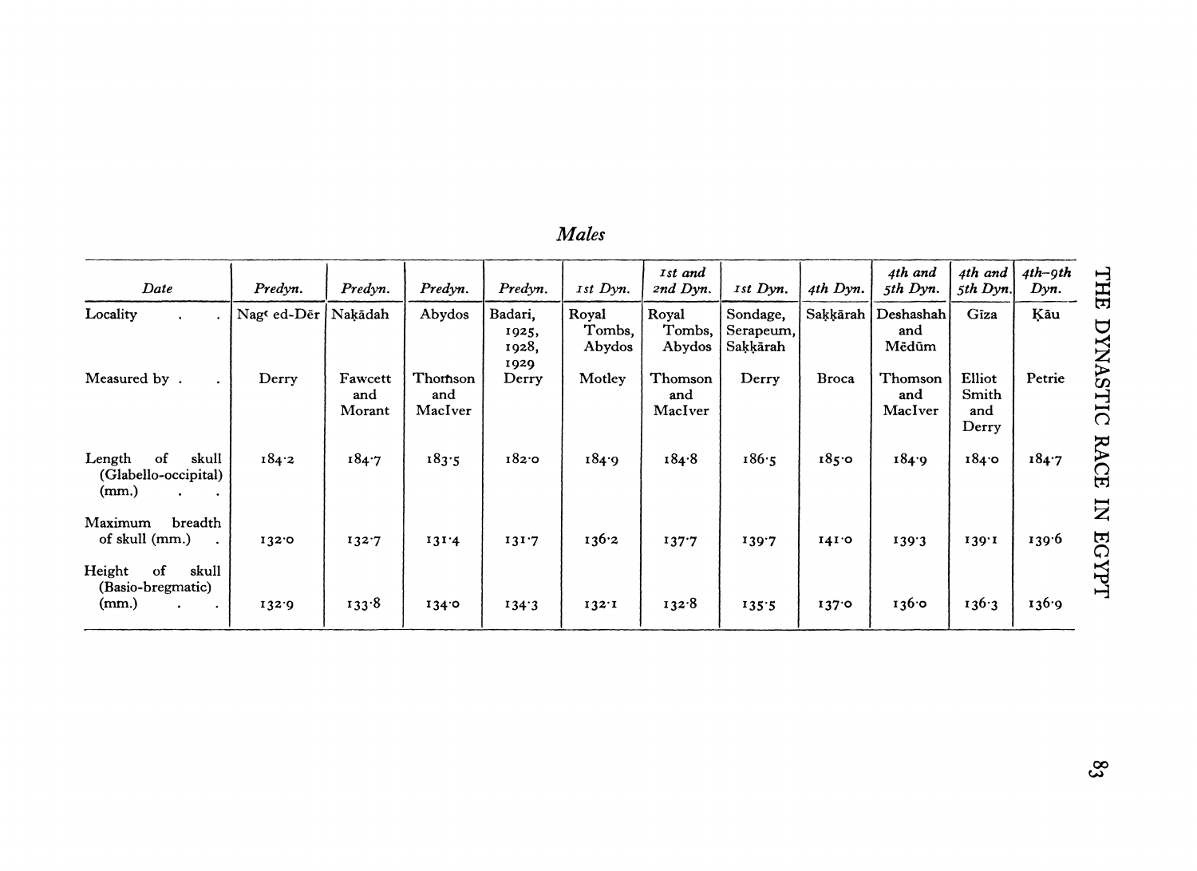*Males*

| Date | *Predyn.* | *Predyn.* | *Predyn.* | *Predyn.* | *1st Dyn.* | *1st and 2nd Dyn.* | *1st Dyn.* | *4th Dyn.* | *4th and 5th Dyn.* | *4th and 5th Dyn.* | *4th–9th Dyn.* |
|---|---|---|---|---|---|---|---|---|---|---|---|
| Locality | Nagʿ ed-Dēr | Naḳādah | Abydos | Badari, 1925, 1928, 1929 | Royal Tombs, Abydos | Royal Tombs, Abydos | Sondage, Serapeum, Saḳḳārah | Saḳḳārah | Deshashah and Mēdūm | Gīza | Ḳāu |
| Measured by | Derry | Fawcett and Morant | Thomson and MacIver | Derry | Motley | Thomson and MacIver | Derry | Broca | Thomson and MacIver | Elliot Smith and Derry | Petrie |
| Length of skull (Glabello-occipital) (mm.) | 184·2 | 184·7 | 183·5 | 182·0 | 184·9 | 184·8 | 186·5 | 185·0 | 184·9 | 184·0 | 184·7 |
| Maximum breadth of skull (mm.) | 132·0 | 132·7 | 131·4 | 131·7 | 136·2 | 137·7 | 139·7 | 141·0 | 139·3 | 139·1 | 139·6 |
| Height of skull (Basio-bregmatic) (mm.) | 132·9 | 133·8 | 134·0 | 134·3 | 132·1 | 132·8 | 135·5 | 137·0 | 136·0 | 136·3 | 136·9 |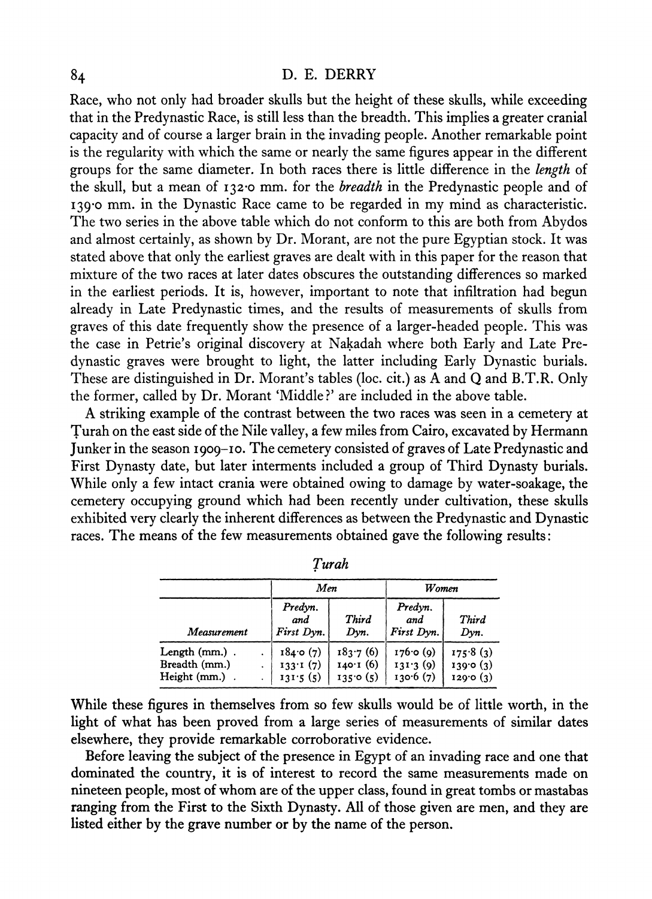Race, who not only had broader skulls but the height of these skulls, while exceeding that in the Predynastic Race, is still less than the breadth. This implies a greater cranial capacity and of course a larger brain in the invading people. Another remarkable point is the regularity with which the same or nearly the same figures appear in the different groups for the same diameter. In both races there is little difference in the *length* of the skull, but a mean of 132·0 mm. for the *breadth* in the Predynastic people and of 139·0 mm. in the Dynastic Race came to be regarded in my mind as characteristic. The two series in the above table which do not conform to this are both from Abydos and almost certainly, as shown by Dr. Morant, are not the pure Egyptian stock. It was stated above that only the earliest graves are dealt with in this paper for the reason that mixture of the two races at later dates obscures the outstanding differences so marked in the earliest periods. It is, however, important to note that infiltration had begun already in Late Predynastic times, and the results of measurements of skulls from graves of this date frequently show the presence of a larger-headed people. This was the case in Petrie's original discovery at Naḳadah where both Early and Late Predynastic graves were brought to light, the latter including Early Dynastic burials. These are distinguished in Dr. Morant's tables (loc. cit.) as A and Q and B.T.R. Only the former, called by Dr. Morant 'Middle?' are included in the above table.

A striking example of the contrast between the two races was seen in a cemetery at Ṭurah on the east side of the Nile valley, a few miles from Cairo, excavated by Hermann Junker in the season 1909–10. The cemetery consisted of graves of Late Predynastic and First Dynasty date, but later interments included a group of Third Dynasty burials. While only a few intact crania were obtained owing to damage by water-soakage, the cemetery occupying ground which had been recently under cultivation, these skulls exhibited very clearly the inherent differences as between the Predynastic and Dynastic races. The means of the few measurements obtained gave the following results:

*Ṭurah*

| | *Men* | | *Women* | |
|---|---|---|---|---|
| *Measurement* | *Predyn. and First Dyn.* | *Third Dyn.* | *Predyn. and First Dyn.* | *Third Dyn.* |
| Length (mm.) | 184·0 (7) | 183·7 (6) | 176·0 (9) | 175·8 (3) |
| Breadth (mm.) | 133·1 (7) | 140·1 (6) | 131·3 (9) | 139·0 (3) |
| Height (mm.) | 131·5 (5) | 135·0 (5) | 130·6 (7) | 129·0 (3) |

While these figures in themselves from so few skulls would be of little worth, in the light of what has been proved from a large series of measurements of similar dates elsewhere, they provide remarkable corroborative evidence.

Before leaving the subject of the presence in Egypt of an invading race and one that dominated the country, it is of interest to record the same measurements made on nineteen people, most of whom are of the upper class, found in great tombs or mastabas ranging from the First to the Sixth Dynasty. All of those given are men, and they are listed either by the grave number or by the name of the person.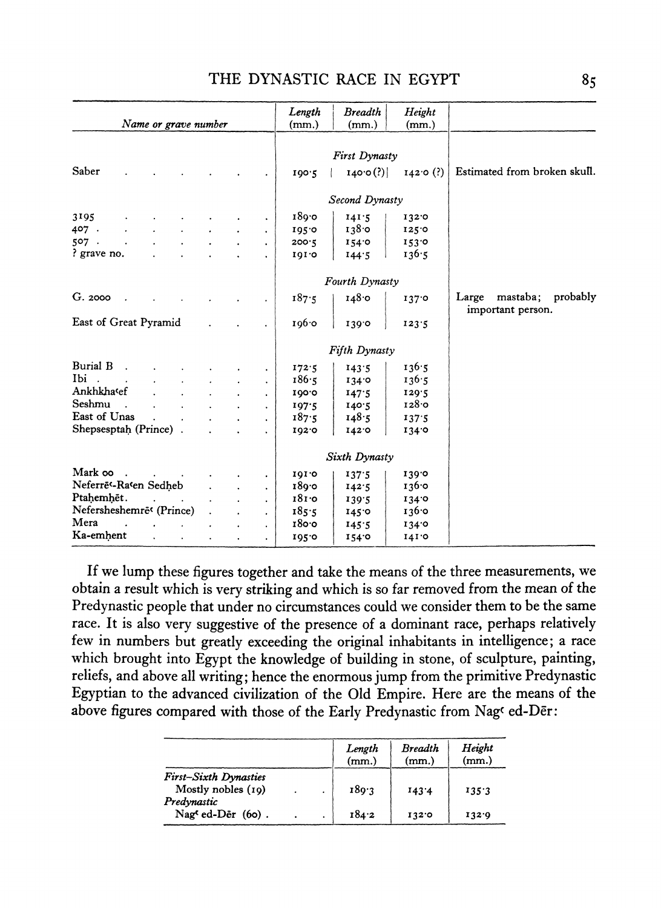| Name or grave number | Length (mm.) | Breadth (mm.) | Height (mm.) | |
|---|---|---|---|---|
| | *First Dynasty* | | | |
| Saber | 190·5 | 140·0 (?) | 142·0 (?) | Estimated from broken skull. |
| | *Second Dynasty* | | | |
| 3195 | 189·0 | 141·5 | 132·0 | |
| 407 | 195·0 | 138·0 | 125·0 | |
| 507 | 200·5 | 154·0 | 153·0 | |
| ? grave no. | 191·0 | 144·5 | 136·5 | |
| | *Fourth Dynasty* | | | |
| G. 2000 | 187·5 | 148·0 | 137·0 | Large mastaba; probably important person. |
| East of Great Pyramid | 196·0 | 139·0 | 123·5 | |
| | *Fifth Dynasty* | | | |
| Burial B | 172·5 | 143·5 | 136·5 | |
| Ibi | 186·5 | 134·0 | 136·5 | |
| Ankhkhaʿef | 190·0 | 147·5 | 129·5 | |
| Seshmu | 197·5 | 140·5 | 128·0 | |
| East of Unas | 187·5 | 148·5 | 137·5 | |
| Shepsesptaḥ (Prince) | 192·0 | 142·0 | 134·0 | |
| | *Sixth Dynasty* | | | |
| Mark oo | 191·0 | 137·5 | 139·0 | |
| Neferrēʿ-Raʿen Sedḥeb | 189·0 | 142·5 | 136·0 | |
| Ptaḥemḥēt | 181·0 | 139·5 | 134·0 | |
| Nefersheshemrēʿ (Prince) | 185·5 | 145·0 | 136·0 | |
| Mera | 180·0 | 145·5 | 134·0 | |
| Ka-emḥent | 195·0 | 154·0 | 141·0 | |

If we lump these figures together and take the means of the three measurements, we obtain a result which is very striking and which is so far removed from the mean of the Predynastic people that under no circumstances could we consider them to be the same race. It is also very suggestive of the presence of a dominant race, perhaps relatively few in numbers but greatly exceeding the original inhabitants in intelligence; a race which brought into Egypt the knowledge of building in stone, of sculpture, painting, reliefs, and above all writing; hence the enormous jump from the primitive Predynastic Egyptian to the advanced civilization of the Old Empire. Here are the means of the above figures compared with those of the Early Predynastic from Nagʿ ed-Dēr:

| | Length (mm.) | Breadth (mm.) | Height (mm.) |
|---|---|---|---|
| *First–Sixth Dynasties* | | | |
| Mostly nobles (19) | 189·3 | 143·4 | 135·3 |
| *Predynastic* | | | |
| Nagʿ ed-Dēr (60) | 184·2 | 132·0 | 132·9 |